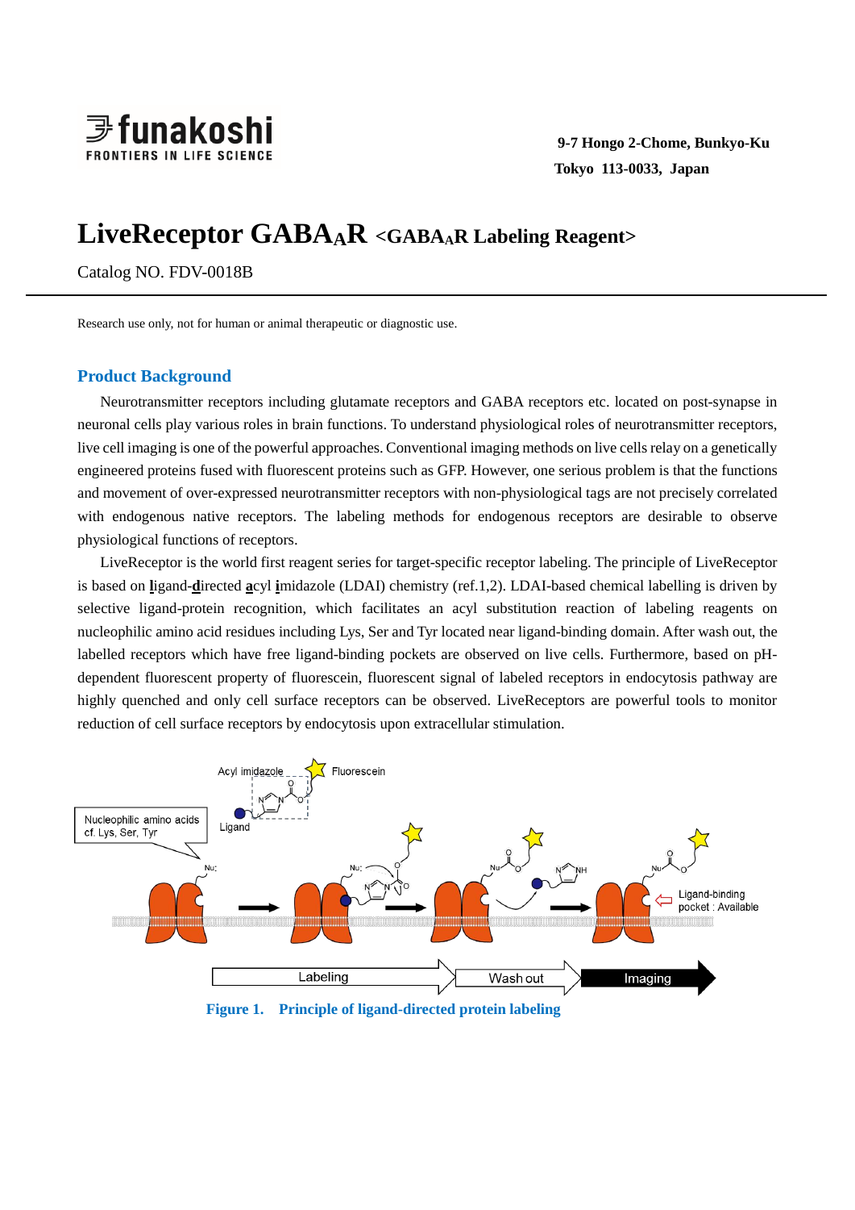funakoshi
FRONTIERS IN LIFE SCIENCE

**9-7 Hongo 2-Chome, Bunkyo-Ku**
**Tokyo 113-0033, Japan**

# LiveReceptor $GABA_AR$ <$GABA_AR$ Labeling Reagent>

Catalog NO. FDV-0018B

---

Research use only, not for human or animal therapeutic or diagnostic use.

## Product Background

Neurotransmitter receptors including glutamate receptors and GABA receptors etc. located on post-synapse in neuronal cells play various roles in brain functions. To understand physiological roles of neurotransmitter receptors, live cell imaging is one of the powerful approaches. Conventional imaging methods on live cells relay on a genetically engineered proteins fused with fluorescent proteins such as GFP. However, one serious problem is that the functions and movement of over-expressed neurotransmitter receptors with non-physiological tags are not precisely correlated with endogenous native receptors. The labeling methods for endogenous receptors are desirable to observe physiological functions of receptors.

LiveReceptor is the world first reagent series for target-specific receptor labeling. The principle of LiveReceptor is based on **l**igand-**d**irected **a**cyl **i**midazole (LDAI) chemistry (ref.1,2). LDAI-based chemical labelling is driven by selective ligand-protein recognition, which facilitates an acyl substitution reaction of labeling reagents on nucleophilic amino acid residues including Lys, Ser and Tyr located near ligand-binding domain. After wash out, the labelled receptors which have free ligand-binding pockets are observed on live cells. Furthermore, based on pH-dependent fluorescent property of fluorescein, fluorescent signal of labeled receptors in endocytosis pathway are highly quenched and only cell surface receptors can be observed. LiveReceptors are powerful tools to monitor reduction of cell surface receptors by endocytosis upon extracellular stimulation.

**Figure 1. Principle of ligand-directed protein labeling**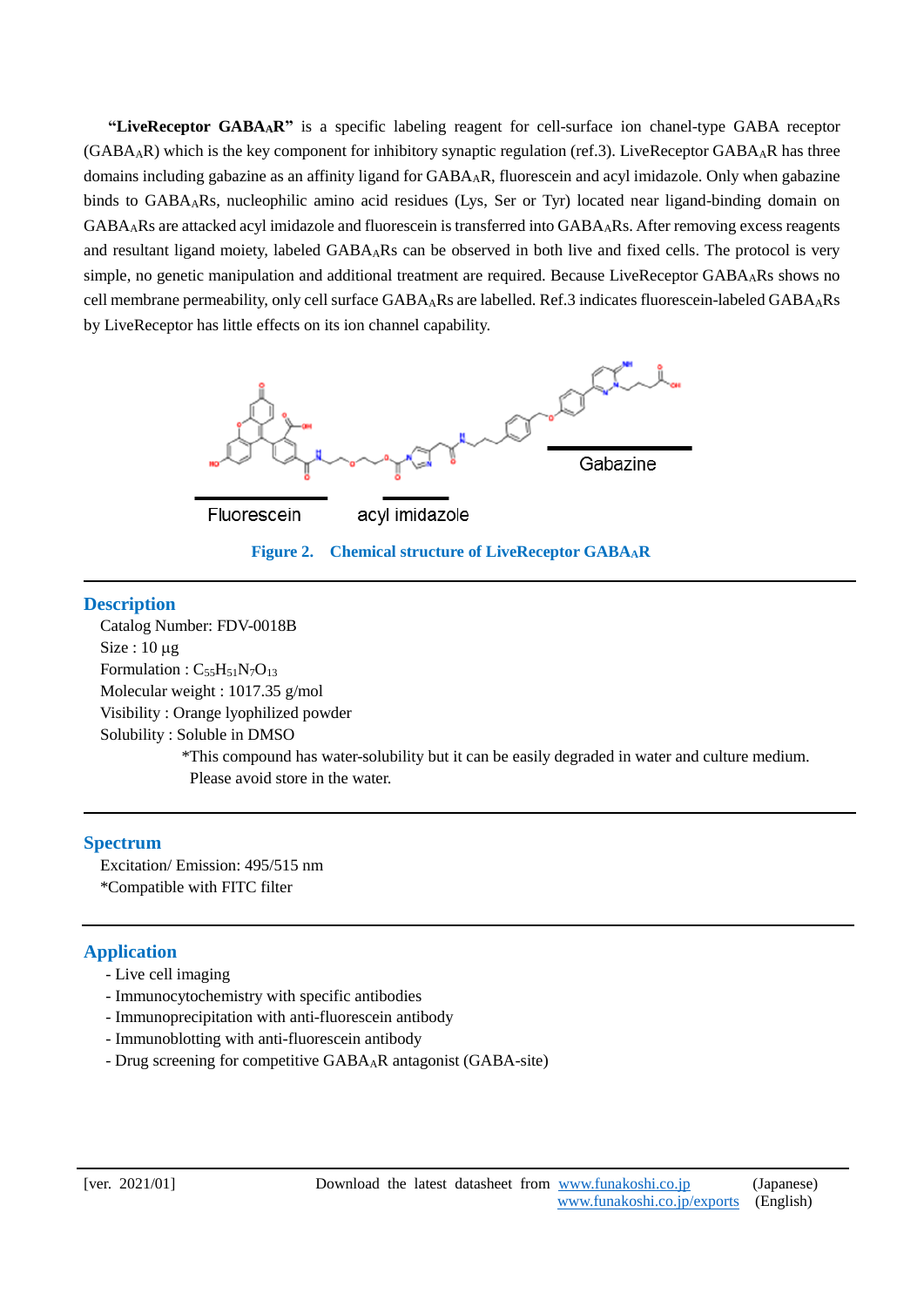**"LiveReceptor GABA$_A$R"** is a specific labeling reagent for cell-surface ion chanel-type GABA receptor (GABA$_A$R) which is the key component for inhibitory synaptic regulation (ref.3). LiveReceptor GABA$_A$R has three domains including gabazine as an affinity ligand for GABA$_A$R, fluorescein and acyl imidazole. Only when gabazine binds to GABA$_A$Rs, nucleophilic amino acid residues (Lys, Ser or Tyr) located near ligand-binding domain on GABA$_A$Rs are attacked acyl imidazole and fluorescein is transferred into GABA$_A$Rs. After removing excess reagents and resultant ligand moiety, labeled GABA$_A$Rs can be observed in both live and fixed cells. The protocol is very simple, no genetic manipulation and additional treatment are required. Because LiveReceptor GABA$_A$Rs shows no cell membrane permeability, only cell surface GABA$_A$Rs are labelled. Ref.3 indicates fluorescein-labeled GABA$_A$Rs by LiveReceptor has little effects on its ion channel capability.

Fluorescein    acyl imidazole    Gabazine

**Figure 2. Chemical structure of LiveReceptor GABA$_A$R**

---

## Description

Catalog Number: FDV-0018B
Size : 10 µg
Formulation : $C_{55}H_{51}N_7O_{13}$
Molecular weight : 1017.35 g/mol
Visibility : Orange lyophilized powder
Solubility : Soluble in DMSO

*This compound has water-solubility but it can be easily degraded in water and culture medium. Please avoid store in the water.

---

## Spectrum

Excitation/ Emission: 495/515 nm
*Compatible with FITC filter

---

## Application

- Live cell imaging
- Immunocytochemistry with specific antibodies
- Immunoprecipitation with anti-fluorescein antibody
- Immunoblotting with anti-fluorescein antibody
- Drug screening for competitive GABA$_A$R antagonist (GABA-site)

---

[ver. 2021/01]    Download the latest datasheet from www.funakoshi.co.jp (Japanese)
www.funakoshi.co.jp/exports (English)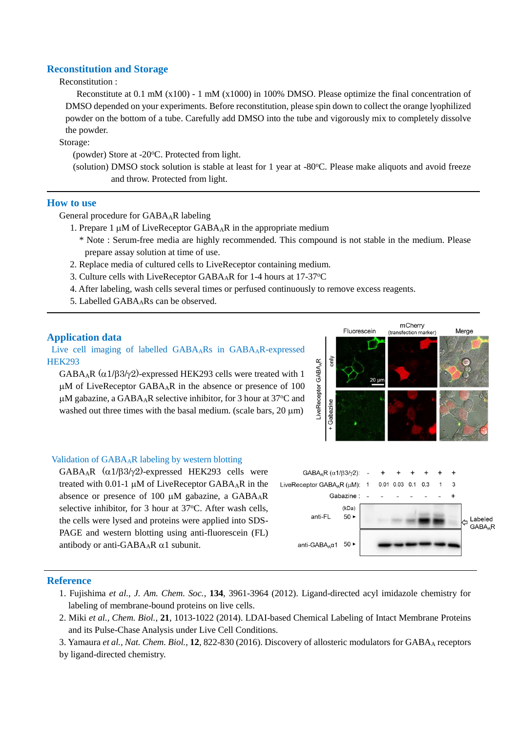## Reconstitution and Storage

Reconstitution :

Reconstitute at 0.1 mM (x100) - 1 mM (x1000) in 100% DMSO. Please optimize the final concentration of DMSO depended on your experiments. Before reconstitution, please spin down to collect the orange lyophilized powder on the bottom of a tube. Carefully add DMSO into the tube and vigorously mix to completely dissolve the powder.

Storage:

(powder) Store at -20°C. Protected from light.

(solution) DMSO stock solution is stable at least for 1 year at -80°C. Please make aliquots and avoid freeze and throw. Protected from light.

---

## How to use

General procedure for $GABA_AR$ labeling

1. Prepare 1 µM of LiveReceptor $GABA_AR$ in the appropriate medium
   * Note : Serum-free media are highly recommended. This compound is not stable in the medium. Please prepare assay solution at time of use.
2. Replace media of cultured cells to LiveReceptor containing medium.
3. Culture cells with LiveReceptor $GABA_AR$ for 1-4 hours at 17-37°C
4. After labeling, wash cells several times or perfused continuously to remove excess reagents.
5. Labelled $GABA_ARs$ can be observed.

---

## Application data

### Live cell imaging of labelled $GABA_ARs$ in $GABA_AR$-expressed HEK293

$GABA_AR$ ($\alpha1/\beta3/\gamma2$)-expressed HEK293 cells were treated with 1 µM of LiveReceptor $GABA_AR$ in the absence or presence of 100 µM gabazine, a $GABA_AR$ selective inhibitor, for 3 hour at 37°C and washed out three times with the basal medium. (scale bars, 20 µm)

### Validation of $GABA_AR$ labeling by western blotting

$GABA_AR$ ($\alpha1/\beta3/\gamma2$)-expressed HEK293 cells were treated with 0.01-1 µM of LiveReceptor $GABA_AR$ in the absence or presence of 100 µM gabazine, a $GABA_AR$ selective inhibitor, for 3 hour at 37°C. After wash cells, the cells were lysed and proteins were applied into SDS-PAGE and western blotting using anti-fluorescein (FL) antibody or anti-$GABA_AR$ $\alpha1$ subunit.

---

## Reference

1. Fujishima *et al., J. Am. Chem. Soc.*, **134**, 3961-3964 (2012). Ligand-directed acyl imidazole chemistry for labeling of membrane-bound proteins on live cells.
2. Miki *et al., Chem. Biol.*, **21**, 1013-1022 (2014). LDAI-based Chemical Labeling of Intact Membrane Proteins and its Pulse-Chase Analysis under Live Cell Conditions.
3. Yamaura *et al., Nat. Chem. Biol.*, **12**, 822-830 (2016). Discovery of allosteric modulators for $GABA_A$ receptors by ligand-directed chemistry.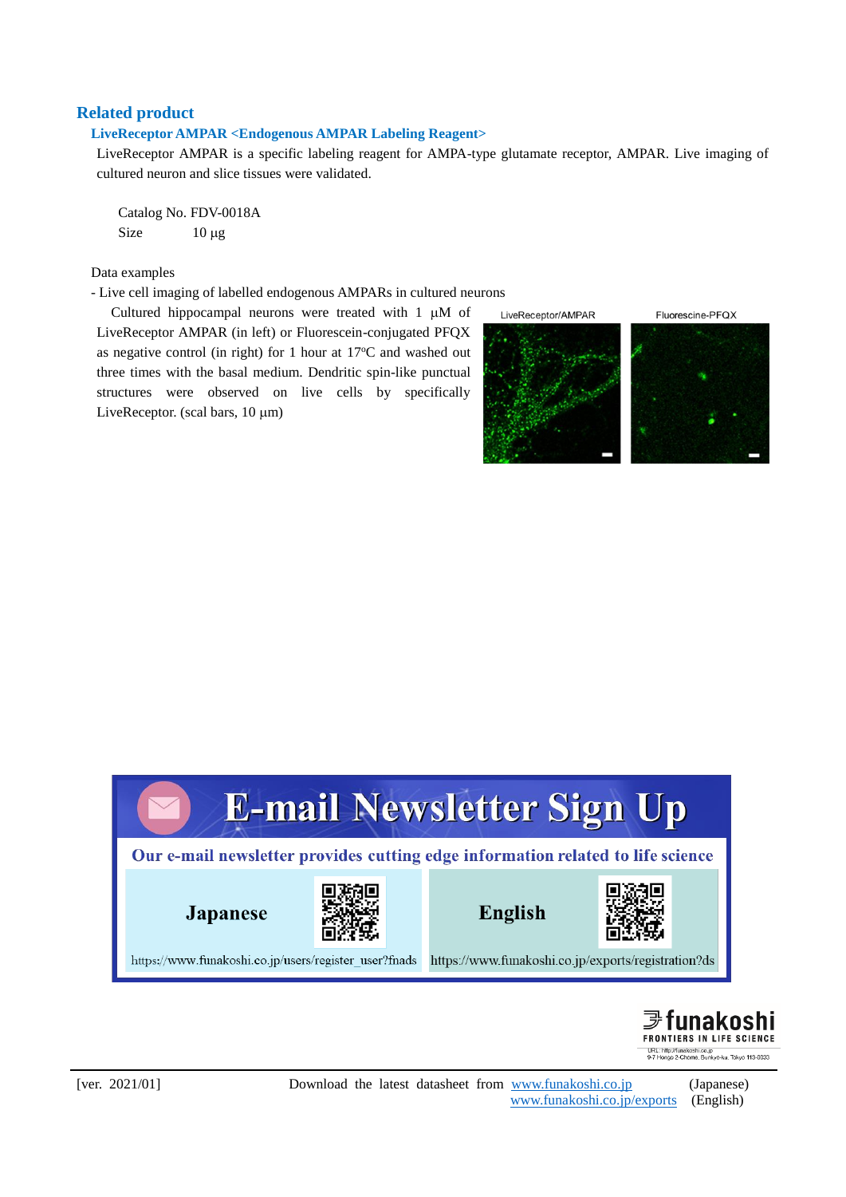## Related product

### LiveReceptor AMPAR <Endogenous AMPAR Labeling Reagent>

LiveReceptor AMPAR is a specific labeling reagent for AMPA-type glutamate receptor, AMPAR. Live imaging of cultured neuron and slice tissues were validated.

Catalog No. FDV-0018A
Size 10 µg

Data examples

- Live cell imaging of labelled endogenous AMPARs in cultured neurons

Cultured hippocampal neurons were treated with 1 µM of LiveReceptor AMPAR (in left) or Fluorescein-conjugated PFQX as negative control (in right) for 1 hour at 17$^{o}$C and washed out three times with the basal medium. Dendritic spin-like punctual structures were observed on live cells by specifically LiveReceptor. (scal bars, 10 µm)

LiveReceptor/AMPAR
Fluorescine-PFQX

**E-mail Newsletter Sign Up**

**Our e-mail newsletter provides cutting edge information related to life science**

**Japanese**
https://www.funakoshi.co.jp/users/register_user?fnads

**English**
https://www.funakoshi.co.jp/exports/registration?ds

[ver. 2021/01]

Download the latest datasheet from www.funakoshi.co.jp (Japanese)
www.funakoshi.co.jp/exports (English)